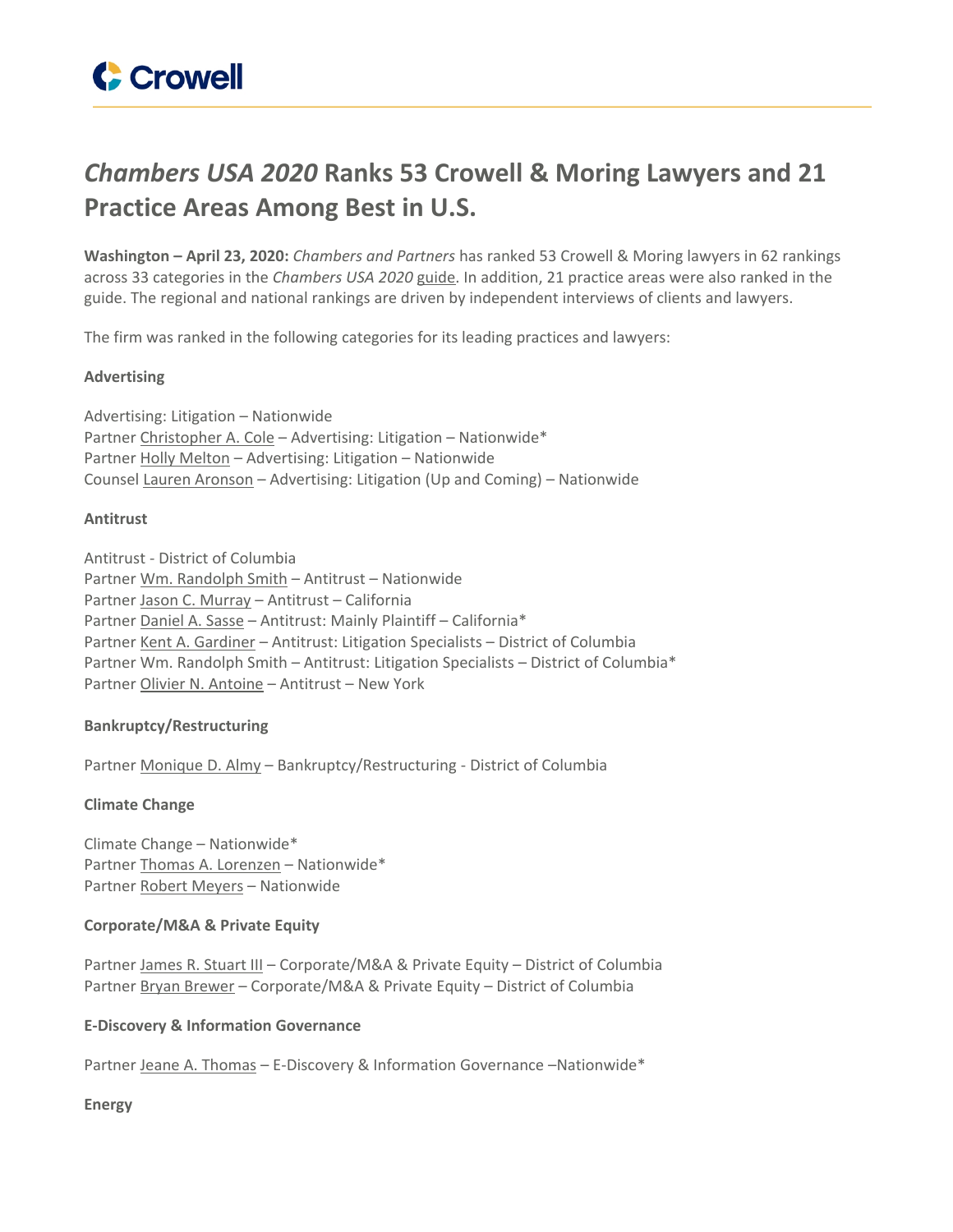# *Chambers USA 2020* Ranks 53 Crowell & Moring Lawyers and 21 Practice Areas Among Best in U.S.

**Washington – April 23, 2020:** *Chambers and Partners* has ranked 53 Crowell & Moring lawyers in 62 rankings across 33 categories in the *Chambers USA 2020* guide. In addition, 21 practice areas were also ranked in the guide. The regional and national rankings are driven by independent interviews of clients and lawyers.

The firm was ranked in the following categories for its leading practices and lawyers:

**Advertising**

Advertising: Litigation – Nationwide
Partner Christopher A. Cole – Advertising: Litigation – Nationwide*
Partner Holly Melton – Advertising: Litigation – Nationwide
Counsel Lauren Aronson – Advertising: Litigation (Up and Coming) – Nationwide

**Antitrust**

Antitrust - District of Columbia
Partner Wm. Randolph Smith – Antitrust – Nationwide
Partner Jason C. Murray – Antitrust – California
Partner Daniel A. Sasse – Antitrust: Mainly Plaintiff – California*
Partner Kent A. Gardiner – Antitrust: Litigation Specialists – District of Columbia
Partner Wm. Randolph Smith – Antitrust: Litigation Specialists – District of Columbia*
Partner Olivier N. Antoine – Antitrust – New York

**Bankruptcy/Restructuring**

Partner Monique D. Almy – Bankruptcy/Restructuring - District of Columbia

**Climate Change**

Climate Change – Nationwide*
Partner Thomas A. Lorenzen – Nationwide*
Partner Robert Meyers – Nationwide

**Corporate/M&A & Private Equity**

Partner James R. Stuart III – Corporate/M&A & Private Equity – District of Columbia
Partner Bryan Brewer – Corporate/M&A & Private Equity – District of Columbia

**E-Discovery & Information Governance**

Partner Jeane A. Thomas – E-Discovery & Information Governance –Nationwide*

**Energy**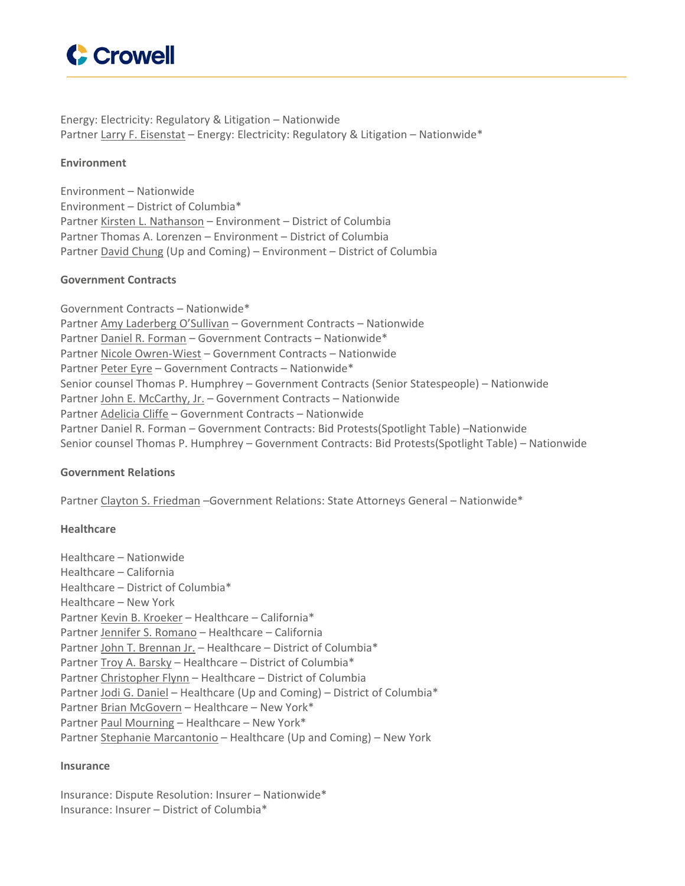Energy: Electricity: Regulatory & Litigation – Nationwide
Partner Larry F. Eisenstat – Energy: Electricity: Regulatory & Litigation – Nationwide*

**Environment**

Environment – Nationwide
Environment – District of Columbia*
Partner Kirsten L. Nathanson – Environment – District of Columbia
Partner Thomas A. Lorenzen – Environment – District of Columbia
Partner David Chung (Up and Coming) – Environment – District of Columbia

**Government Contracts**

Government Contracts – Nationwide*
Partner Amy Laderberg O'Sullivan – Government Contracts – Nationwide
Partner Daniel R. Forman – Government Contracts – Nationwide*
Partner Nicole Owren-Wiest – Government Contracts – Nationwide
Partner Peter Eyre – Government Contracts – Nationwide*
Senior counsel Thomas P. Humphrey – Government Contracts (Senior Statespeople) – Nationwide
Partner John E. McCarthy, Jr. – Government Contracts – Nationwide
Partner Adelicia Cliffe – Government Contracts – Nationwide
Partner Daniel R. Forman – Government Contracts: Bid Protests(Spotlight Table) –Nationwide
Senior counsel Thomas P. Humphrey – Government Contracts: Bid Protests(Spotlight Table) – Nationwide

**Government Relations**

Partner Clayton S. Friedman –Government Relations: State Attorneys General – Nationwide*

**Healthcare**

Healthcare – Nationwide
Healthcare – California
Healthcare – District of Columbia*
Healthcare – New York
Partner Kevin B. Kroeker – Healthcare – California*
Partner Jennifer S. Romano – Healthcare – California
Partner John T. Brennan Jr. – Healthcare – District of Columbia*
Partner Troy A. Barsky – Healthcare – District of Columbia*
Partner Christopher Flynn – Healthcare – District of Columbia
Partner Jodi G. Daniel – Healthcare (Up and Coming) – District of Columbia*
Partner Brian McGovern – Healthcare – New York*
Partner Paul Mourning – Healthcare – New York*
Partner Stephanie Marcantonio – Healthcare (Up and Coming) – New York

**Insurance**

Insurance: Dispute Resolution: Insurer – Nationwide*
Insurance: Insurer – District of Columbia*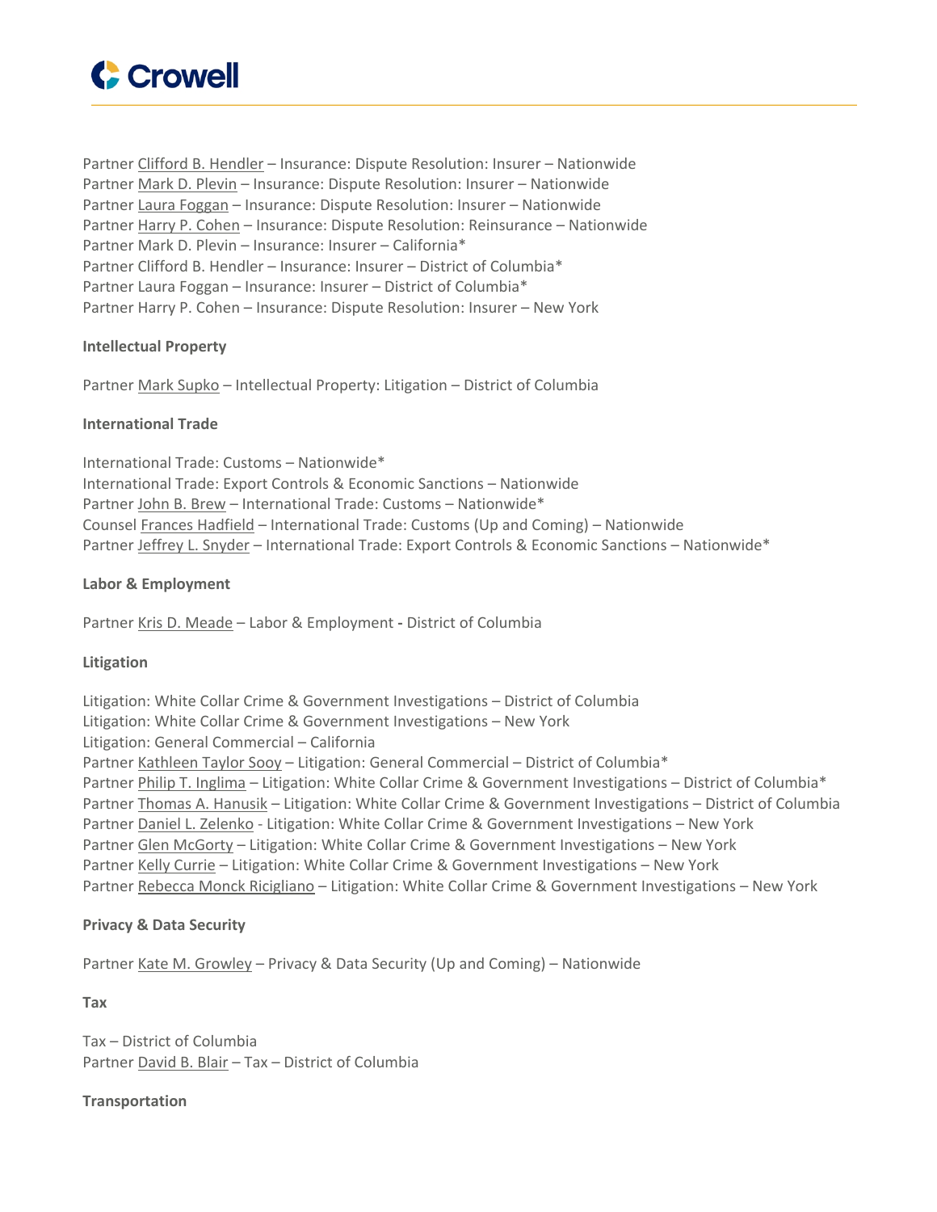Partner Clifford B. Hendler – Insurance: Dispute Resolution: Insurer – Nationwide
Partner Mark D. Plevin – Insurance: Dispute Resolution: Insurer – Nationwide
Partner Laura Foggan – Insurance: Dispute Resolution: Insurer – Nationwide
Partner Harry P. Cohen – Insurance: Dispute Resolution: Reinsurance – Nationwide
Partner Mark D. Plevin – Insurance: Insurer – California*
Partner Clifford B. Hendler – Insurance: Insurer – District of Columbia*
Partner Laura Foggan – Insurance: Insurer – District of Columbia*
Partner Harry P. Cohen – Insurance: Dispute Resolution: Insurer – New York

**Intellectual Property**

Partner Mark Supko – Intellectual Property: Litigation – District of Columbia

**International Trade**

International Trade: Customs – Nationwide*
International Trade: Export Controls & Economic Sanctions – Nationwide
Partner John B. Brew – International Trade: Customs – Nationwide*
Counsel Frances Hadfield – International Trade: Customs (Up and Coming) – Nationwide
Partner Jeffrey L. Snyder – International Trade: Export Controls & Economic Sanctions – Nationwide*

**Labor & Employment**

Partner Kris D. Meade – Labor & Employment - District of Columbia

**Litigation**

Litigation: White Collar Crime & Government Investigations – District of Columbia
Litigation: White Collar Crime & Government Investigations – New York
Litigation: General Commercial – California
Partner Kathleen Taylor Sooy – Litigation: General Commercial – District of Columbia*
Partner Philip T. Inglima – Litigation: White Collar Crime & Government Investigations – District of Columbia*
Partner Thomas A. Hanusik – Litigation: White Collar Crime & Government Investigations – District of Columbia
Partner Daniel L. Zelenko - Litigation: White Collar Crime & Government Investigations – New York
Partner Glen McGorty – Litigation: White Collar Crime & Government Investigations – New York
Partner Kelly Currie – Litigation: White Collar Crime & Government Investigations – New York
Partner Rebecca Monck Ricigliano – Litigation: White Collar Crime & Government Investigations – New York

**Privacy & Data Security**

Partner Kate M. Growley – Privacy & Data Security (Up and Coming) – Nationwide

**Tax**

Tax – District of Columbia
Partner David B. Blair – Tax – District of Columbia

**Transportation**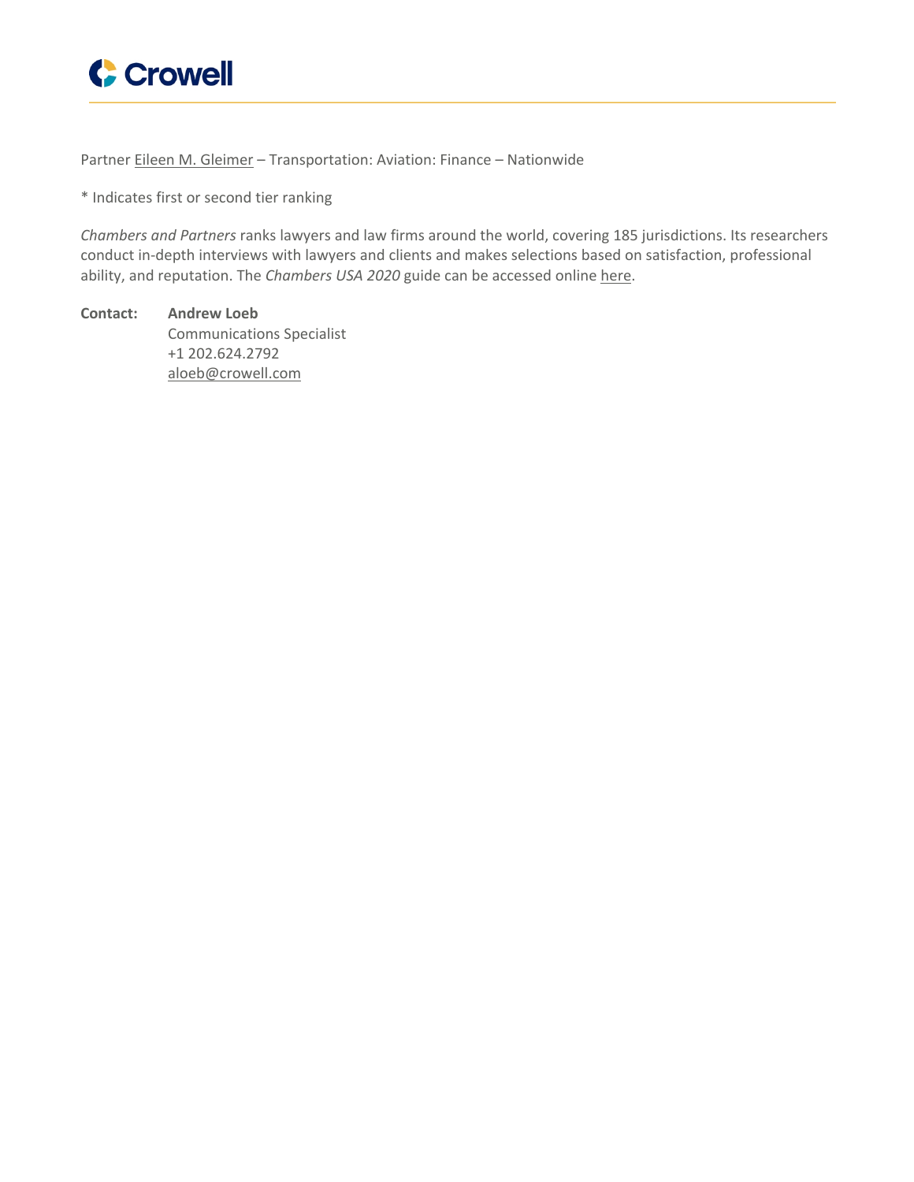Partner Eileen M. Gleimer – Transportation: Aviation: Finance – Nationwide

* Indicates first or second tier ranking

*Chambers and Partners* ranks lawyers and law firms around the world, covering 185 jurisdictions. Its researchers conduct in-depth interviews with lawyers and clients and makes selections based on satisfaction, professional ability, and reputation. The *Chambers USA 2020* guide can be accessed online here.

**Contact:** **Andrew Loeb**
Communications Specialist
+1 202.624.2792
aloeb@crowell.com